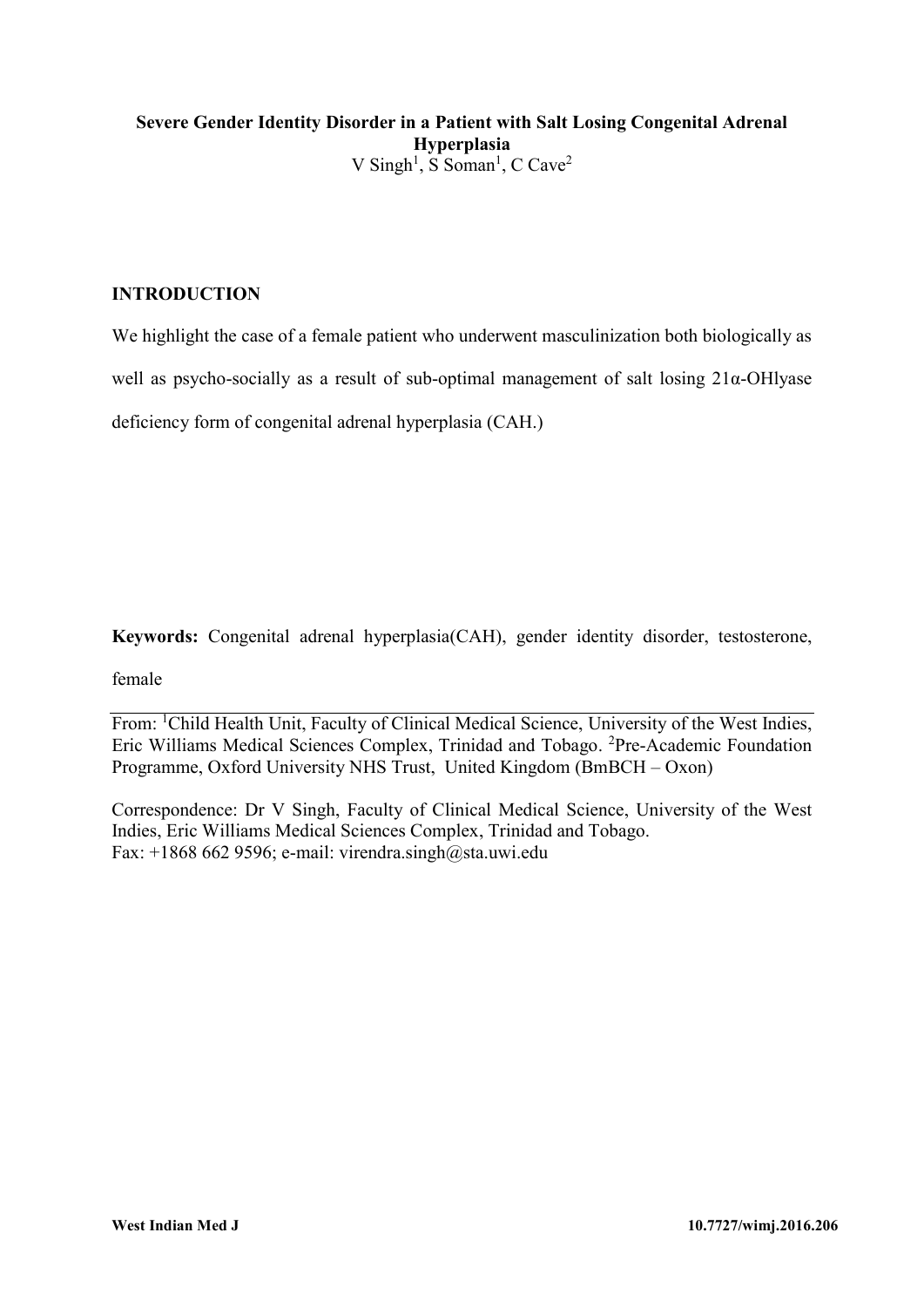# Severe Gender Identity Disorder in a Patient with Salt Losing Congenital Adrenal Hyperplasia

V Singh[1], S Soman[1], C Cave[2]

## INTRODUCTION

We highlight the case of a female patient who underwent masculinization both biologically as well as psycho-socially as a result of sub-optimal management of salt losing 21α-OHlyase deficiency form of congenital adrenal hyperplasia (CAH.)

**Keywords:** Congenital adrenal hyperplasia(CAH), gender identity disorder, testosterone, female

---

From: [1]Child Health Unit, Faculty of Clinical Medical Science, University of the West Indies, Eric Williams Medical Sciences Complex, Trinidad and Tobago. [2]Pre-Academic Foundation Programme, Oxford University NHS Trust, United Kingdom (BmBCH – Oxon)

Correspondence: Dr V Singh, Faculty of Clinical Medical Science, University of the West Indies, Eric Williams Medical Sciences Complex, Trinidad and Tobago.
Fax: +1868 662 9596; e-mail: virendra.singh@sta.uwi.edu

West Indian Med J 10.7727/wimj.2016.206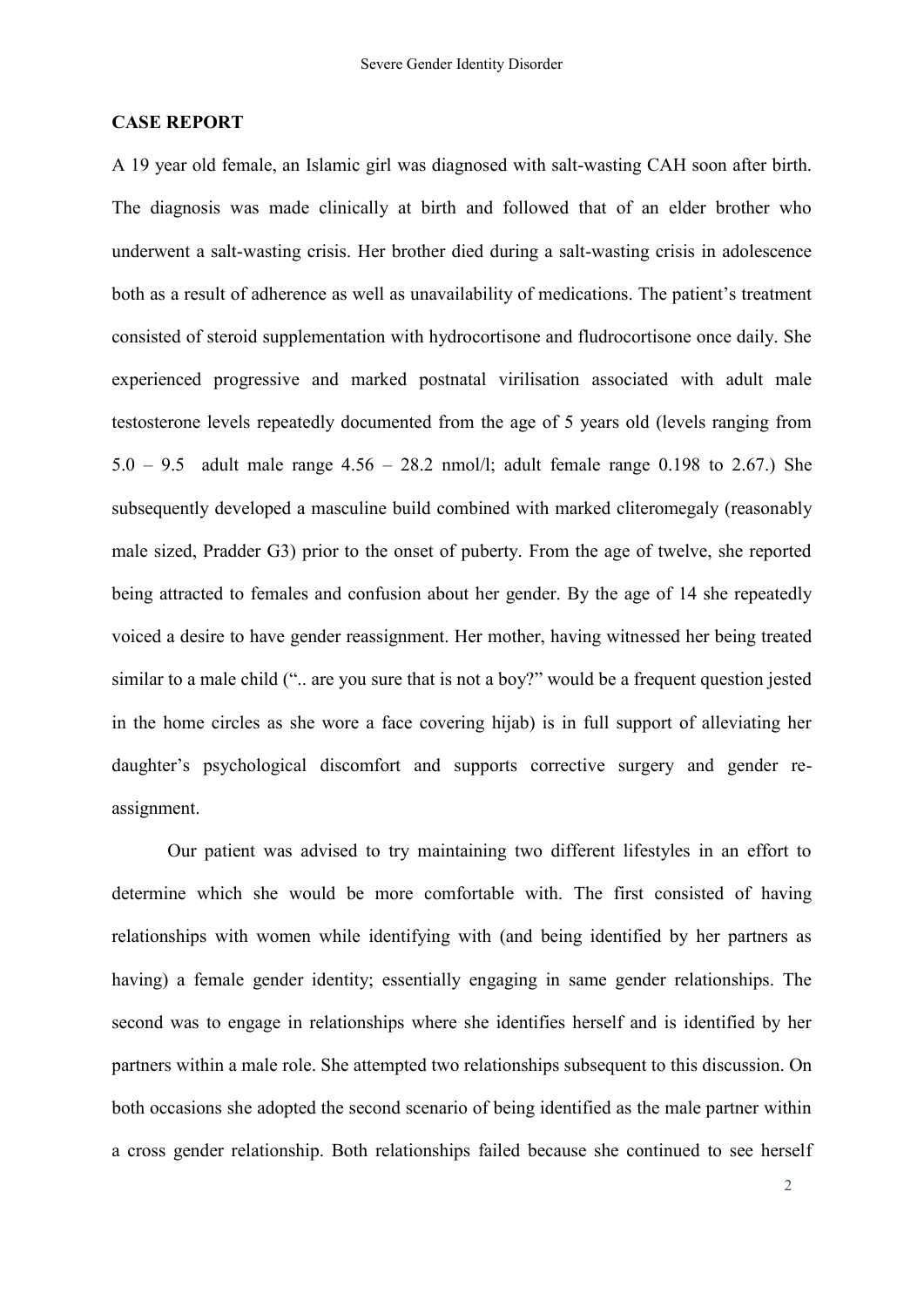**CASE REPORT**

A 19 year old female, an Islamic girl was diagnosed with salt-wasting CAH soon after birth. The diagnosis was made clinically at birth and followed that of an elder brother who underwent a salt-wasting crisis. Her brother died during a salt-wasting crisis in adolescence both as a result of adherence as well as unavailability of medications. The patient's treatment consisted of steroid supplementation with hydrocortisone and fludrocortisone once daily. She experienced progressive and marked postnatal virilisation associated with adult male testosterone levels repeatedly documented from the age of 5 years old (levels ranging from 5.0 – 9.5 adult male range 4.56 – 28.2 nmol/l; adult female range 0.198 to 2.67.) She subsequently developed a masculine build combined with marked cliteromegaly (reasonably male sized, Pradder G3) prior to the onset of puberty. From the age of twelve, she reported being attracted to females and confusion about her gender. By the age of 14 she repeatedly voiced a desire to have gender reassignment. Her mother, having witnessed her being treated similar to a male child (".. are you sure that is not a boy?" would be a frequent question jested in the home circles as she wore a face covering hijab) is in full support of alleviating her daughter's psychological discomfort and supports corrective surgery and gender re-assignment.

Our patient was advised to try maintaining two different lifestyles in an effort to determine which she would be more comfortable with. The first consisted of having relationships with women while identifying with (and being identified by her partners as having) a female gender identity; essentially engaging in same gender relationships. The second was to engage in relationships where she identifies herself and is identified by her partners within a male role. She attempted two relationships subsequent to this discussion. On both occasions she adopted the second scenario of being identified as the male partner within a cross gender relationship. Both relationships failed because she continued to see herself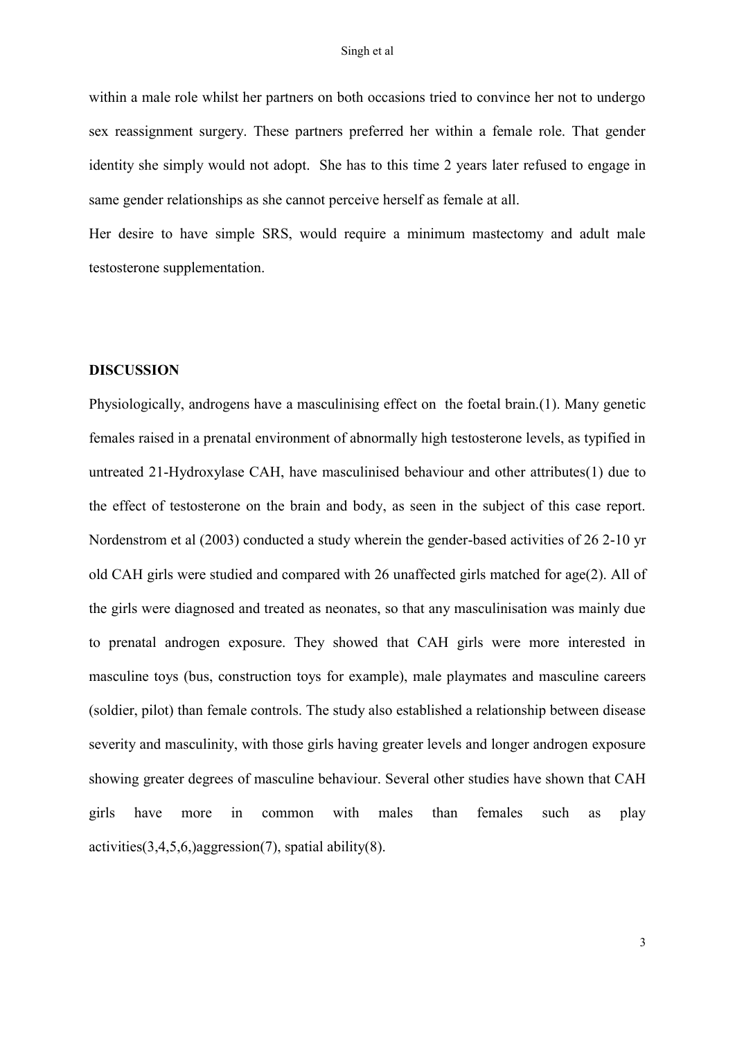within a male role whilst her partners on both occasions tried to convince her not to undergo sex reassignment surgery. These partners preferred her within a female role. That gender identity she simply would not adopt. She has to this time 2 years later refused to engage in same gender relationships as she cannot perceive herself as female at all.

Her desire to have simple SRS, would require a minimum mastectomy and adult male testosterone supplementation.

## DISCUSSION

Physiologically, androgens have a masculinising effect on the foetal brain.(1). Many genetic females raised in a prenatal environment of abnormally high testosterone levels, as typified in untreated 21-Hydroxylase CAH, have masculinised behaviour and other attributes(1) due to the effect of testosterone on the brain and body, as seen in the subject of this case report. Nordenstrom et al (2003) conducted a study wherein the gender-based activities of 26 2-10 yr old CAH girls were studied and compared with 26 unaffected girls matched for age(2). All of the girls were diagnosed and treated as neonates, so that any masculinisation was mainly due to prenatal androgen exposure. They showed that CAH girls were more interested in masculine toys (bus, construction toys for example), male playmates and masculine careers (soldier, pilot) than female controls. The study also established a relationship between disease severity and masculinity, with those girls having greater levels and longer androgen exposure showing greater degrees of masculine behaviour. Several other studies have shown that CAH girls have more in common with males than females such as play activities(3,4,5,6,)aggression(7), spatial ability(8).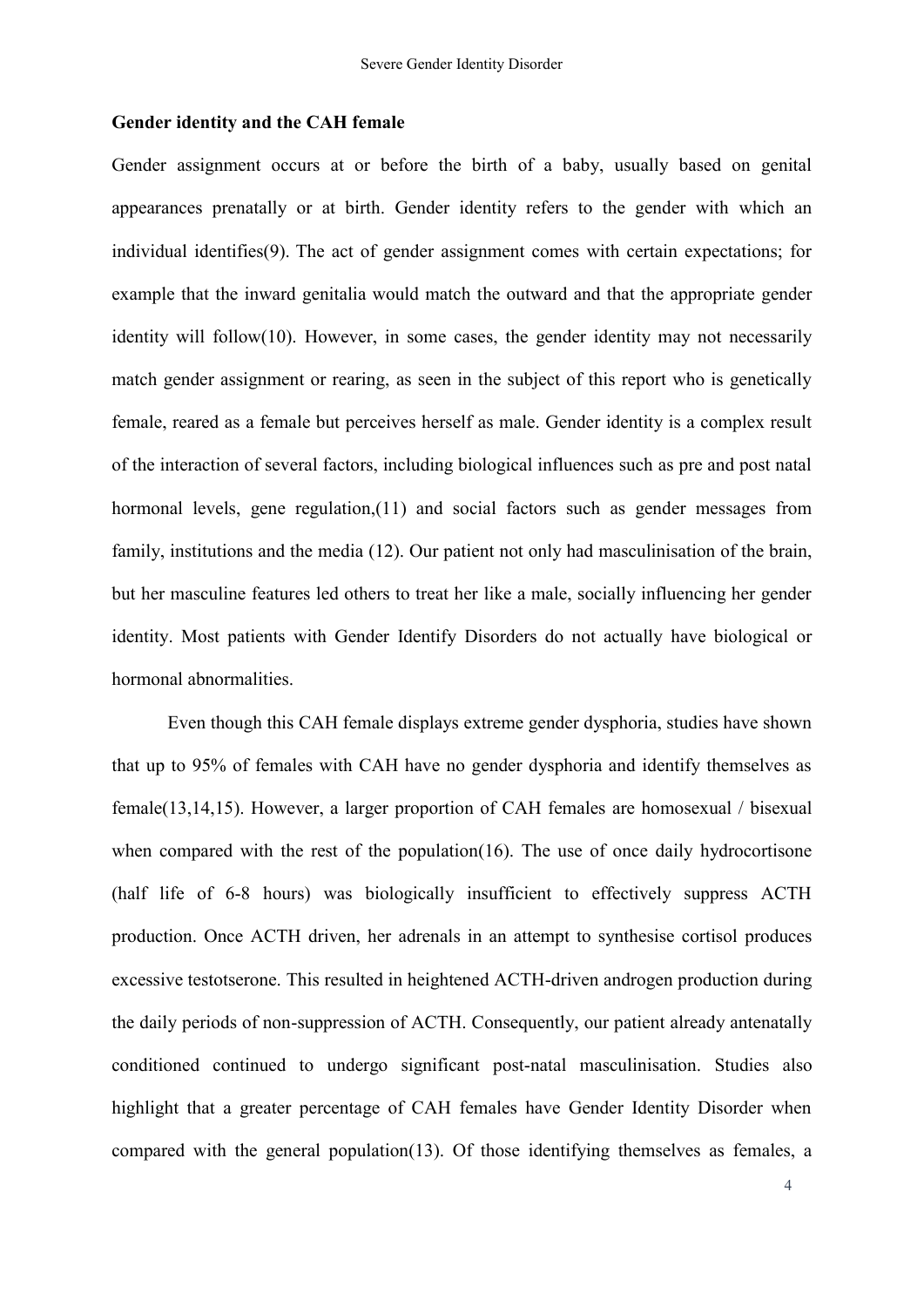**Gender identity and the CAH female**

Gender assignment occurs at or before the birth of a baby, usually based on genital appearances prenatally or at birth. Gender identity refers to the gender with which an individual identifies(9). The act of gender assignment comes with certain expectations; for example that the inward genitalia would match the outward and that the appropriate gender identity will follow(10). However, in some cases, the gender identity may not necessarily match gender assignment or rearing, as seen in the subject of this report who is genetically female, reared as a female but perceives herself as male. Gender identity is a complex result of the interaction of several factors, including biological influences such as pre and post natal hormonal levels, gene regulation,(11) and social factors such as gender messages from family, institutions and the media (12). Our patient not only had masculinisation of the brain, but her masculine features led others to treat her like a male, socially influencing her gender identity. Most patients with Gender Identify Disorders do not actually have biological or hormonal abnormalities.

Even though this CAH female displays extreme gender dysphoria, studies have shown that up to 95% of females with CAH have no gender dysphoria and identify themselves as female(13,14,15). However, a larger proportion of CAH females are homosexual / bisexual when compared with the rest of the population(16). The use of once daily hydrocortisone (half life of 6-8 hours) was biologically insufficient to effectively suppress ACTH production. Once ACTH driven, her adrenals in an attempt to synthesise cortisol produces excessive testotserone. This resulted in heightened ACTH-driven androgen production during the daily periods of non-suppression of ACTH. Consequently, our patient already antenatally conditioned continued to undergo significant post-natal masculinisation. Studies also highlight that a greater percentage of CAH females have Gender Identity Disorder when compared with the general population(13). Of those identifying themselves as females, a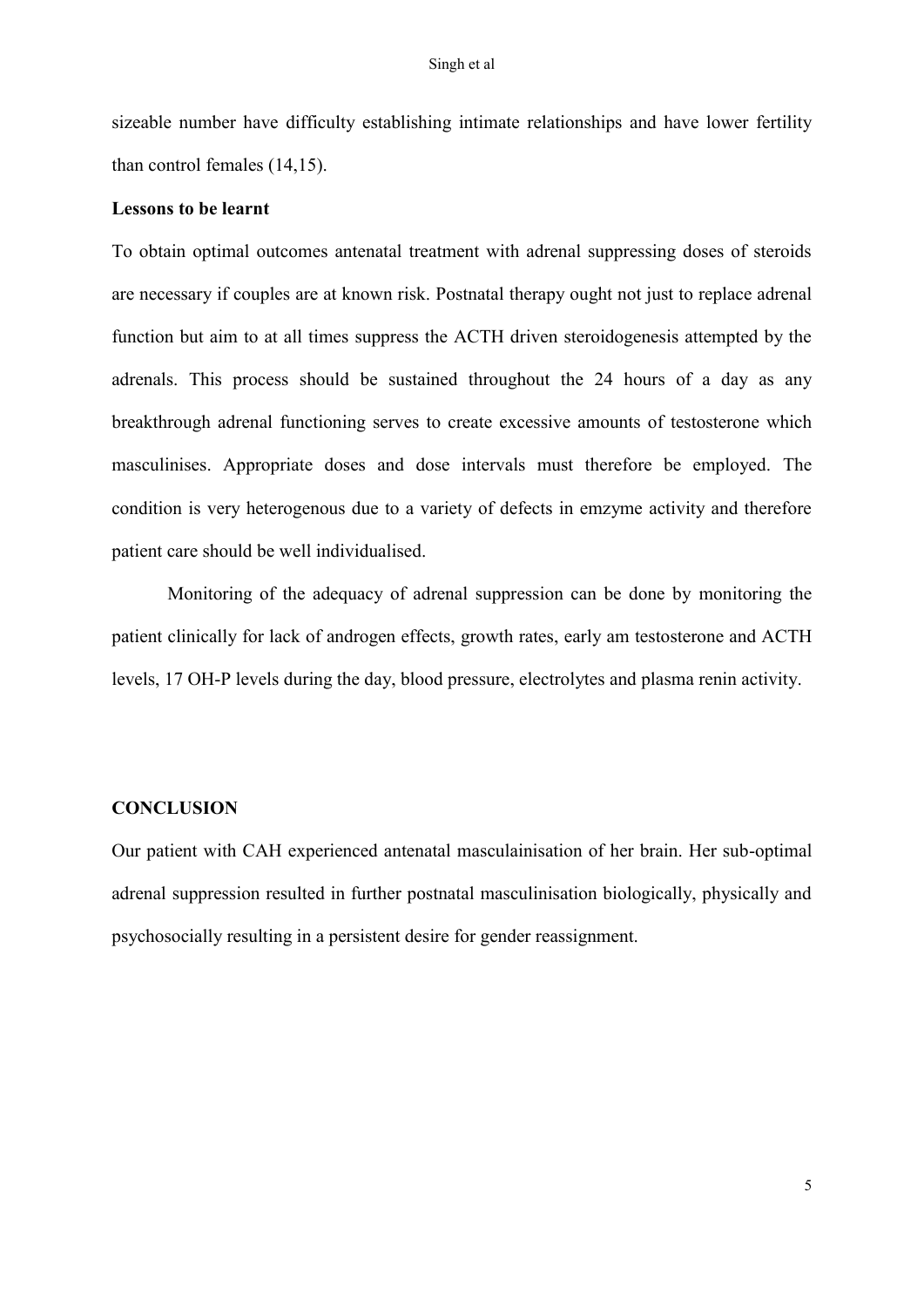sizeable number have difficulty establishing intimate relationships and have lower fertility than control females (14,15).

**Lessons to be learnt**

To obtain optimal outcomes antenatal treatment with adrenal suppressing doses of steroids are necessary if couples are at known risk. Postnatal therapy ought not just to replace adrenal function but aim to at all times suppress the ACTH driven steroidogenesis attempted by the adrenals. This process should be sustained throughout the 24 hours of a day as any breakthrough adrenal functioning serves to create excessive amounts of testosterone which masculinises. Appropriate doses and dose intervals must therefore be employed. The condition is very heterogenous due to a variety of defects in emzyme activity and therefore patient care should be well individualised.

Monitoring of the adequacy of adrenal suppression can be done by monitoring the patient clinically for lack of androgen effects, growth rates, early am testosterone and ACTH levels, 17 OH-P levels during the day, blood pressure, electrolytes and plasma renin activity.

## CONCLUSION

Our patient with CAH experienced antenatal masculainisation of her brain. Her sub-optimal adrenal suppression resulted in further postnatal masculinisation biologically, physically and psychosocially resulting in a persistent desire for gender reassignment.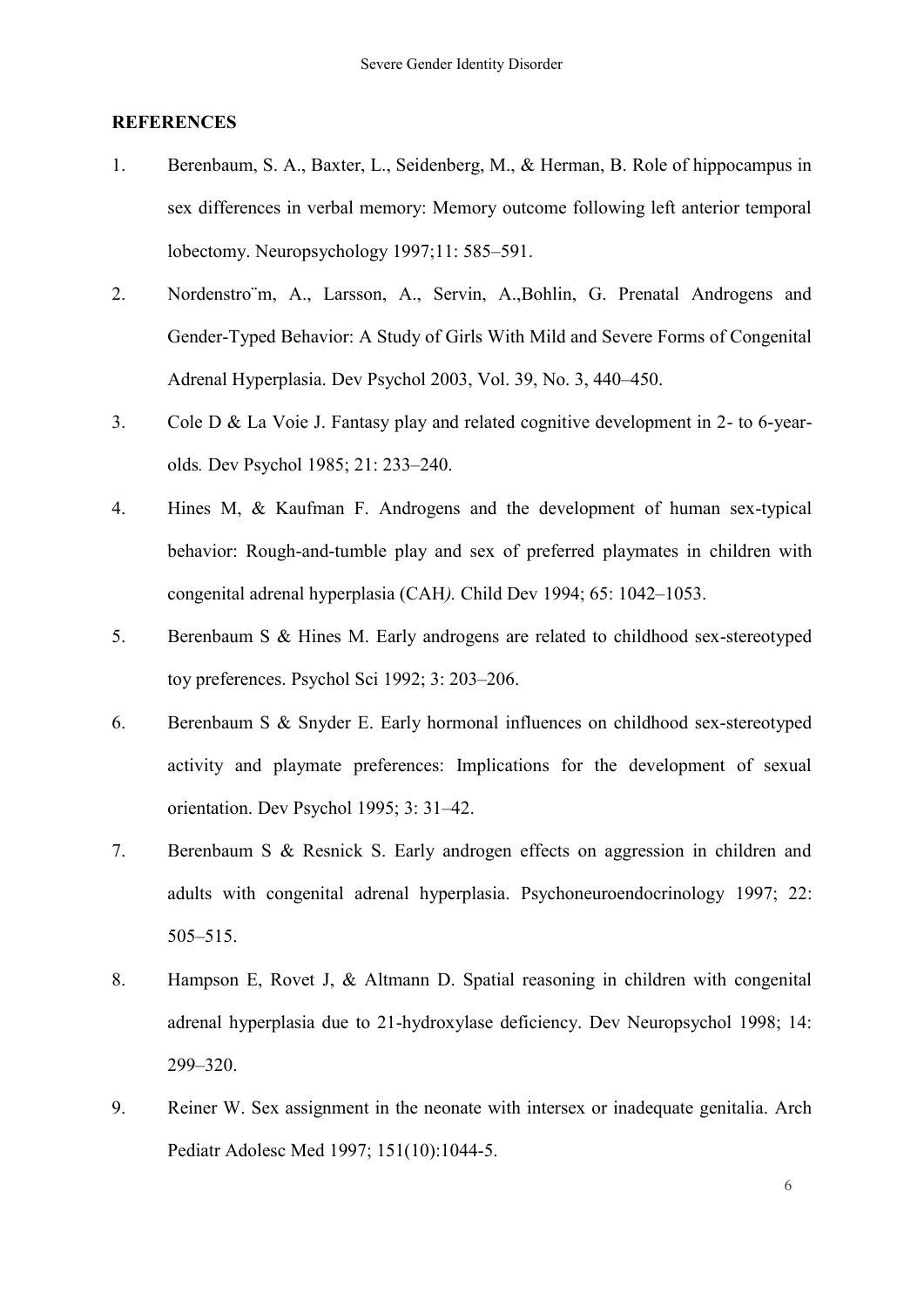**REFERENCES**

1. Berenbaum, S. A., Baxter, L., Seidenberg, M., & Herman, B. Role of hippocampus in sex differences in verbal memory: Memory outcome following left anterior temporal lobectomy. Neuropsychology 1997;11: 585–591.
2. Nordenstro¨m, A., Larsson, A., Servin, A.,Bohlin, G. Prenatal Androgens and Gender-Typed Behavior: A Study of Girls With Mild and Severe Forms of Congenital Adrenal Hyperplasia. Dev Psychol 2003, Vol. 39, No. 3, 440–450.
3. Cole D & La Voie J. Fantasy play and related cognitive development in 2- to 6-year-olds*.* Dev Psychol 1985; 21: 233–240.
4. Hines M, & Kaufman F. Androgens and the development of human sex-typical behavior: Rough-and-tumble play and sex of preferred playmates in children with congenital adrenal hyperplasia (CAH*).* Child Dev 1994; 65: 1042–1053.
5. Berenbaum S & Hines M. Early androgens are related to childhood sex-stereotyped toy preferences. Psychol Sci 1992; 3: 203–206.
6. Berenbaum S & Snyder E. Early hormonal influences on childhood sex-stereotyped activity and playmate preferences: Implications for the development of sexual orientation. Dev Psychol 1995; 3: 31–42.
7. Berenbaum S & Resnick S. Early androgen effects on aggression in children and adults with congenital adrenal hyperplasia. Psychoneuroendocrinology 1997; 22: 505–515.
8. Hampson E, Rovet J, & Altmann D. Spatial reasoning in children with congenital adrenal hyperplasia due to 21-hydroxylase deficiency. Dev Neuropsychol 1998; 14: 299–320.
9. Reiner W. Sex assignment in the neonate with intersex or inadequate genitalia. Arch Pediatr Adolesc Med 1997; 151(10):1044-5.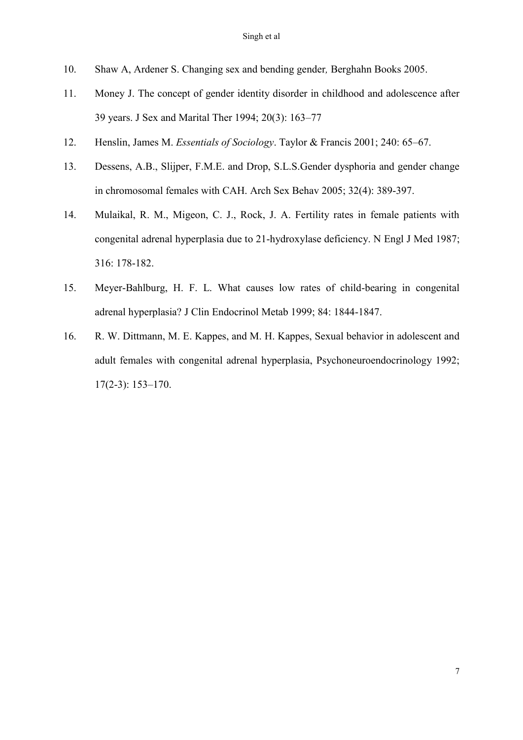10. Shaw A, Ardener S. Changing sex and bending gender, Berghahn Books 2005.

11. Money J. The concept of gender identity disorder in childhood and adolescence after 39 years. J Sex and Marital Ther 1994; 20(3): 163–77

12. Henslin, James M. *Essentials of Sociology*. Taylor & Francis 2001; 240: 65–67.

13. Dessens, A.B., Slijper, F.M.E. and Drop, S.L.S.Gender dysphoria and gender change in chromosomal females with CAH. Arch Sex Behav 2005; 32(4): 389-397.

14. Mulaikal, R. M., Migeon, C. J., Rock, J. A. Fertility rates in female patients with congenital adrenal hyperplasia due to 21-hydroxylase deficiency. N Engl J Med 1987; 316: 178-182.

15. Meyer-Bahlburg, H. F. L. What causes low rates of child-bearing in congenital adrenal hyperplasia? J Clin Endocrinol Metab 1999; 84: 1844-1847.

16. R. W. Dittmann, M. E. Kappes, and M. H. Kappes, Sexual behavior in adolescent and adult females with congenital adrenal hyperplasia, Psychoneuroendocrinology 1992; 17(2-3): 153–170.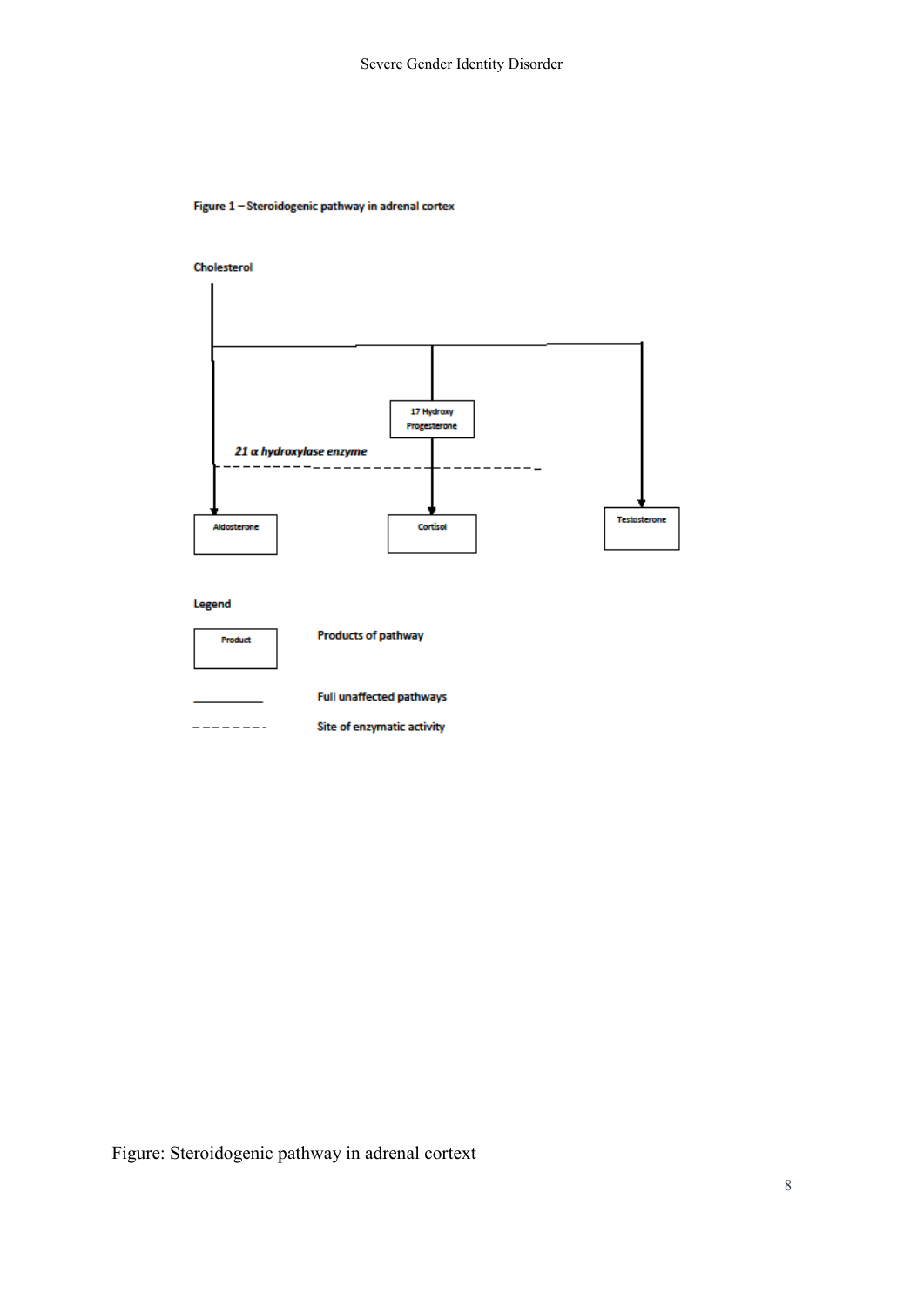Figure 1 – Steroidogenic pathway in adrenal cortex

Cholesterol

17 Hydroxy Progesterone

*21 α hydroxylase enzyme*

Aldosterone

Cortisol

Testosterone

Legend

Product

Products of pathway

Full unaffected pathways

Site of enzymatic activity

Figure: Steroidogenic pathway in adrenal cortex